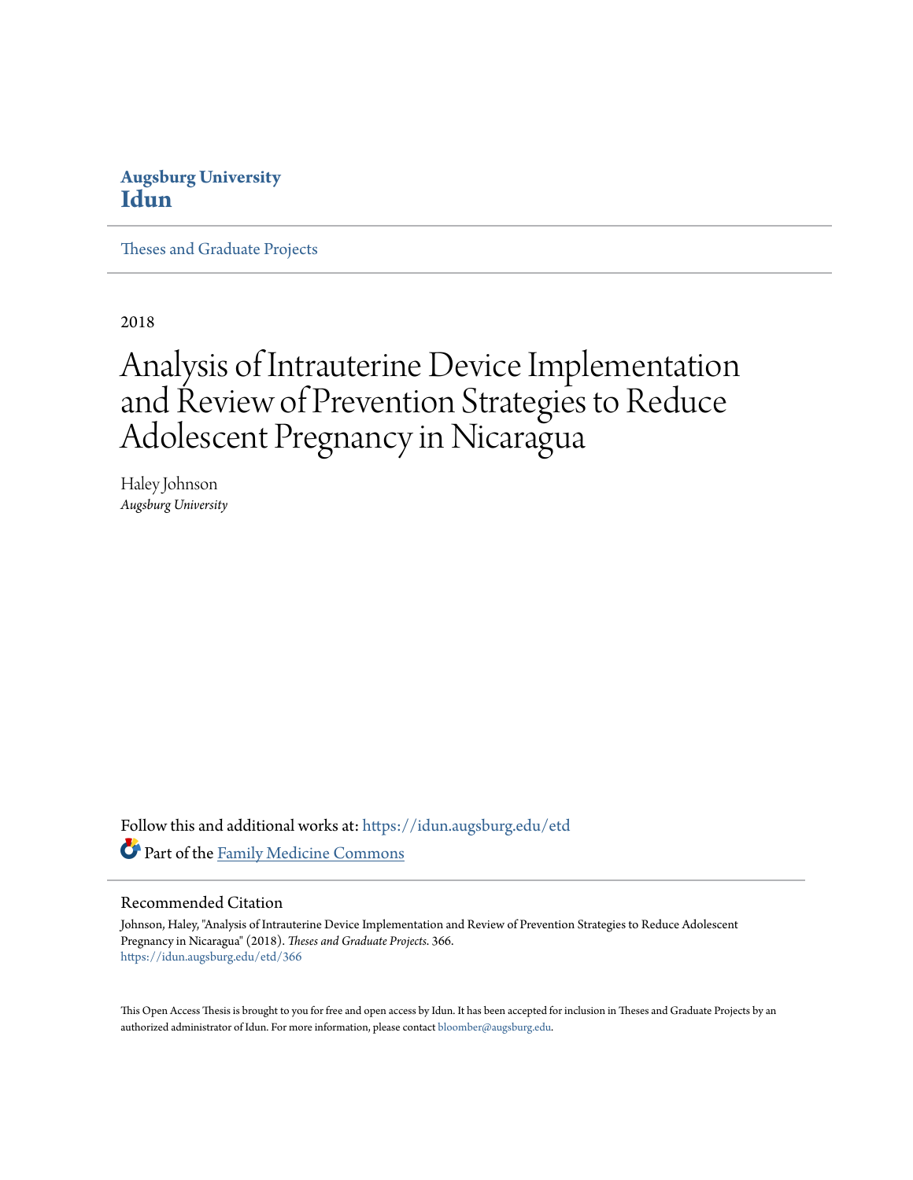**Augsburg University**
**Idun**

Theses and Graduate Projects

2018

# Analysis of Intrauterine Device Implementation and Review of Prevention Strategies to Reduce Adolescent Pregnancy in Nicaragua

Haley Johnson
*Augsburg University*

Follow this and additional works at: https://idun.augsburg.edu/etd

Part of the Family Medicine Commons

## Recommended Citation

Johnson, Haley, "Analysis of Intrauterine Device Implementation and Review of Prevention Strategies to Reduce Adolescent Pregnancy in Nicaragua" (2018). *Theses and Graduate Projects*. 366.
https://idun.augsburg.edu/etd/366

This Open Access Thesis is brought to you for free and open access by Idun. It has been accepted for inclusion in Theses and Graduate Projects by an authorized administrator of Idun. For more information, please contact bloomber@augsburg.edu.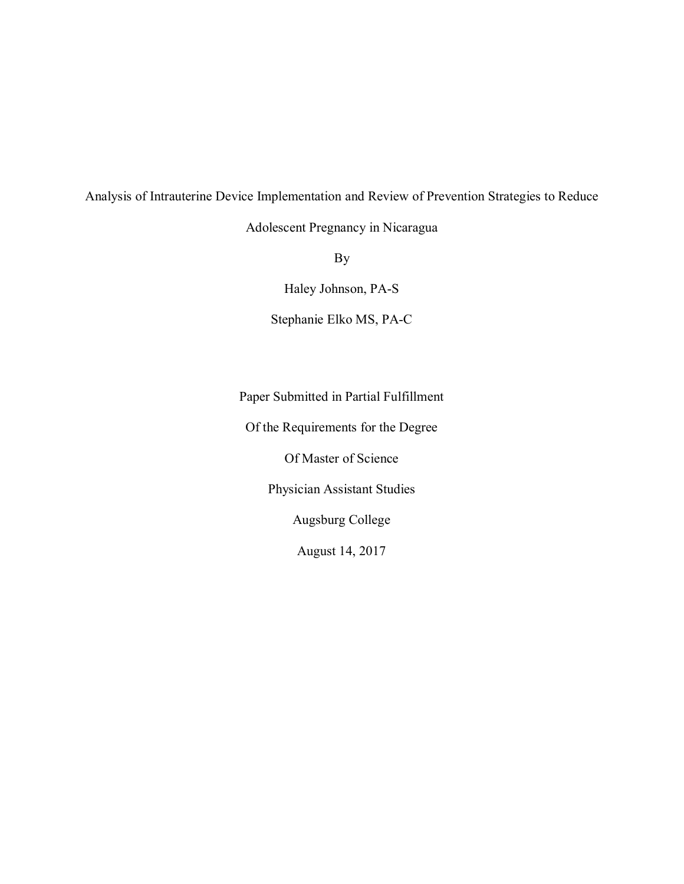Analysis of Intrauterine Device Implementation and Review of Prevention Strategies to Reduce Adolescent Pregnancy in Nicaragua

By

Haley Johnson, PA-S

Stephanie Elko MS, PA-C

Paper Submitted in Partial Fulfillment

Of the Requirements for the Degree

Of Master of Science

Physician Assistant Studies

Augsburg College

August 14, 2017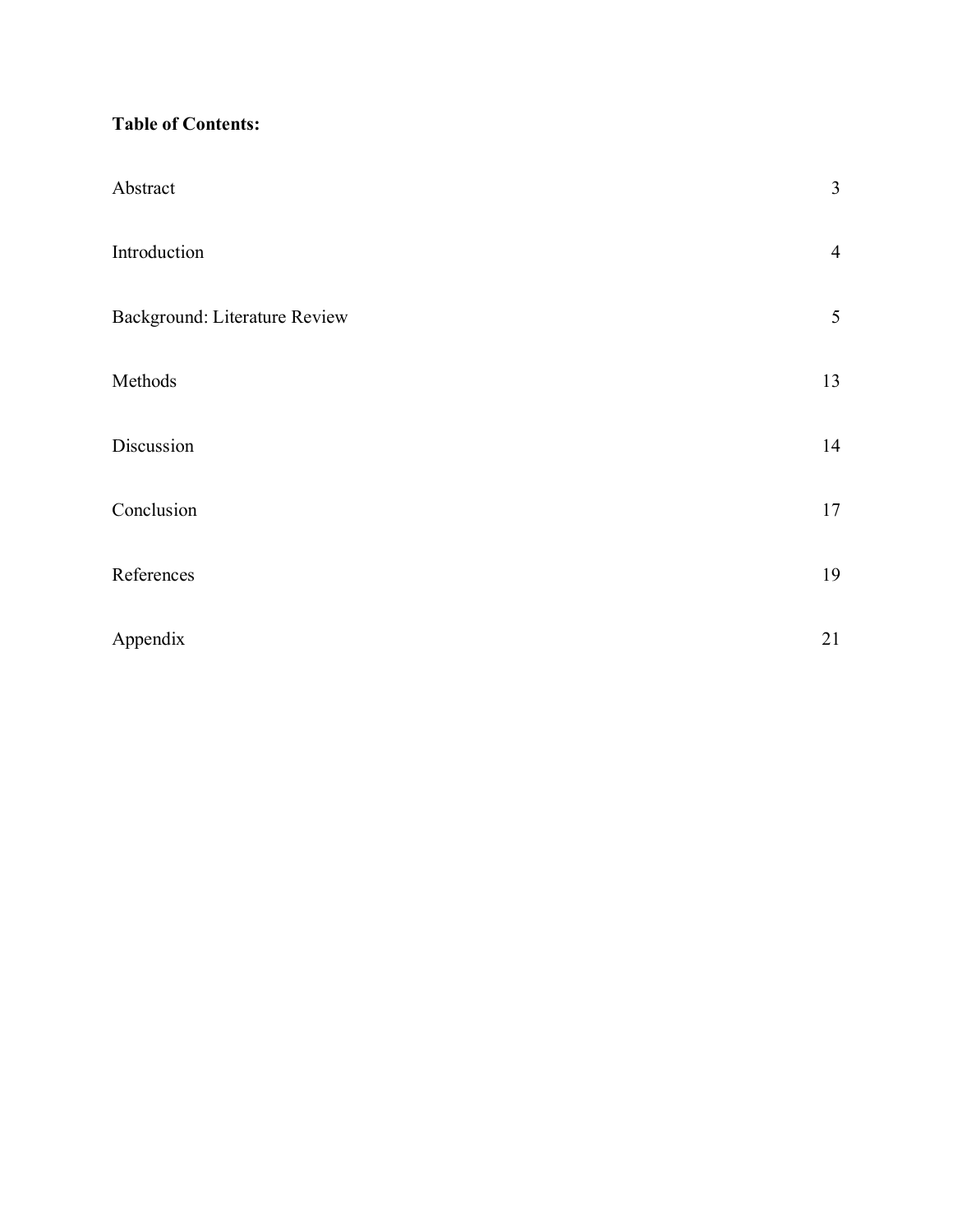**Table of Contents:**

| | |
|---|---|
| Abstract | 3 |
| Introduction | 4 |
| Background: Literature Review | 5 |
| Methods | 13 |
| Discussion | 14 |
| Conclusion | 17 |
| References | 19 |
| Appendix | 21 |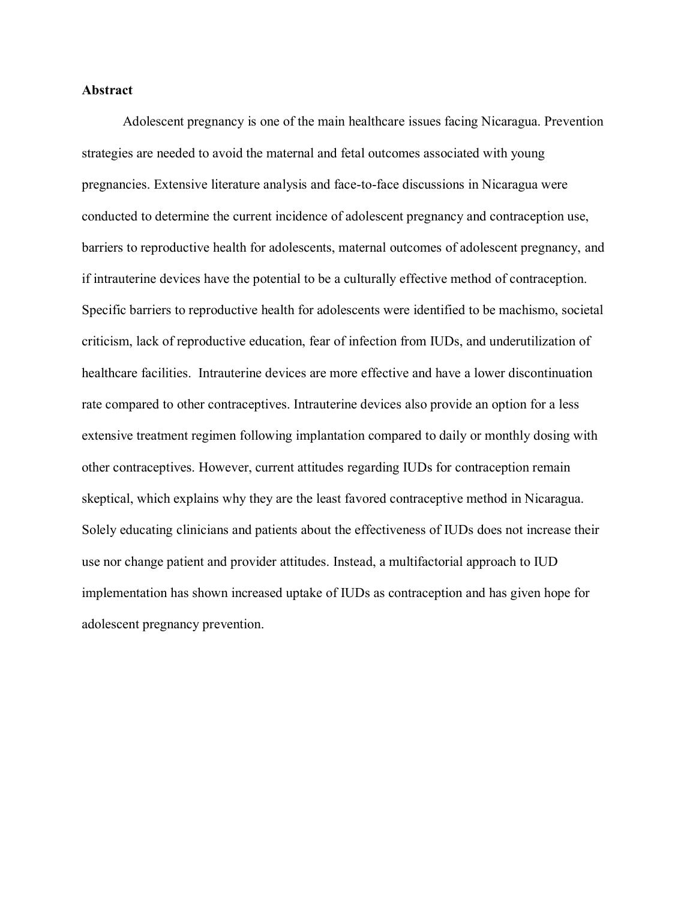## Abstract

Adolescent pregnancy is one of the main healthcare issues facing Nicaragua. Prevention strategies are needed to avoid the maternal and fetal outcomes associated with young pregnancies. Extensive literature analysis and face-to-face discussions in Nicaragua were conducted to determine the current incidence of adolescent pregnancy and contraception use, barriers to reproductive health for adolescents, maternal outcomes of adolescent pregnancy, and if intrauterine devices have the potential to be a culturally effective method of contraception. Specific barriers to reproductive health for adolescents were identified to be machismo, societal criticism, lack of reproductive education, fear of infection from IUDs, and underutilization of healthcare facilities. Intrauterine devices are more effective and have a lower discontinuation rate compared to other contraceptives. Intrauterine devices also provide an option for a less extensive treatment regimen following implantation compared to daily or monthly dosing with other contraceptives. However, current attitudes regarding IUDs for contraception remain skeptical, which explains why they are the least favored contraceptive method in Nicaragua. Solely educating clinicians and patients about the effectiveness of IUDs does not increase their use nor change patient and provider attitudes. Instead, a multifactorial approach to IUD implementation has shown increased uptake of IUDs as contraception and has given hope for adolescent pregnancy prevention.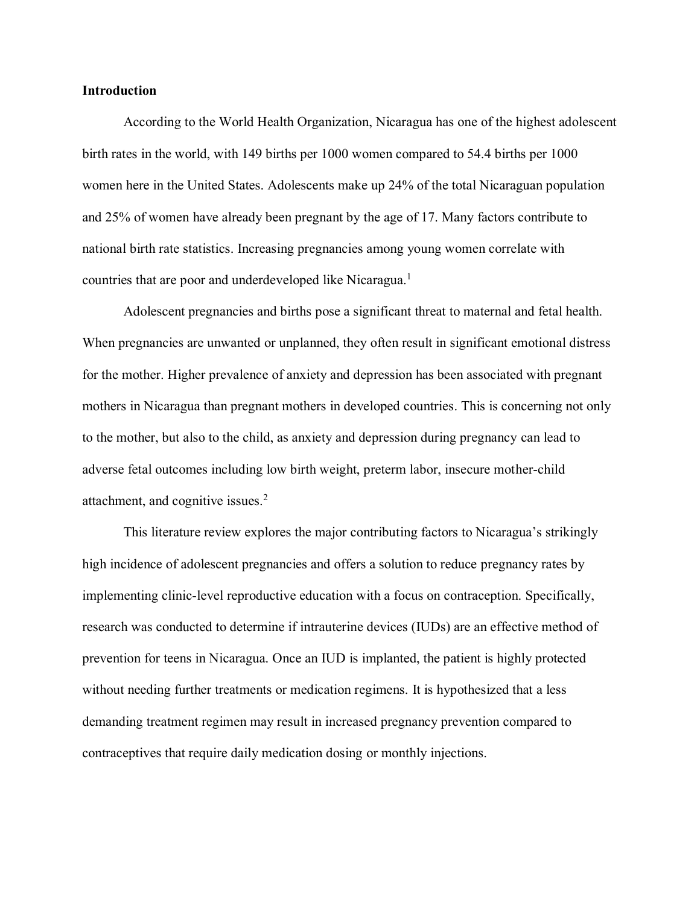**Introduction**

According to the World Health Organization, Nicaragua has one of the highest adolescent birth rates in the world, with 149 births per 1000 women compared to 54.4 births per 1000 women here in the United States. Adolescents make up 24% of the total Nicaraguan population and 25% of women have already been pregnant by the age of 17. Many factors contribute to national birth rate statistics. Increasing pregnancies among young women correlate with countries that are poor and underdeveloped like Nicaragua.[1]

Adolescent pregnancies and births pose a significant threat to maternal and fetal health. When pregnancies are unwanted or unplanned, they often result in significant emotional distress for the mother. Higher prevalence of anxiety and depression has been associated with pregnant mothers in Nicaragua than pregnant mothers in developed countries. This is concerning not only to the mother, but also to the child, as anxiety and depression during pregnancy can lead to adverse fetal outcomes including low birth weight, preterm labor, insecure mother-child attachment, and cognitive issues.[2]

This literature review explores the major contributing factors to Nicaragua's strikingly high incidence of adolescent pregnancies and offers a solution to reduce pregnancy rates by implementing clinic-level reproductive education with a focus on contraception. Specifically, research was conducted to determine if intrauterine devices (IUDs) are an effective method of prevention for teens in Nicaragua. Once an IUD is implanted, the patient is highly protected without needing further treatments or medication regimens. It is hypothesized that a less demanding treatment regimen may result in increased pregnancy prevention compared to contraceptives that require daily medication dosing or monthly injections.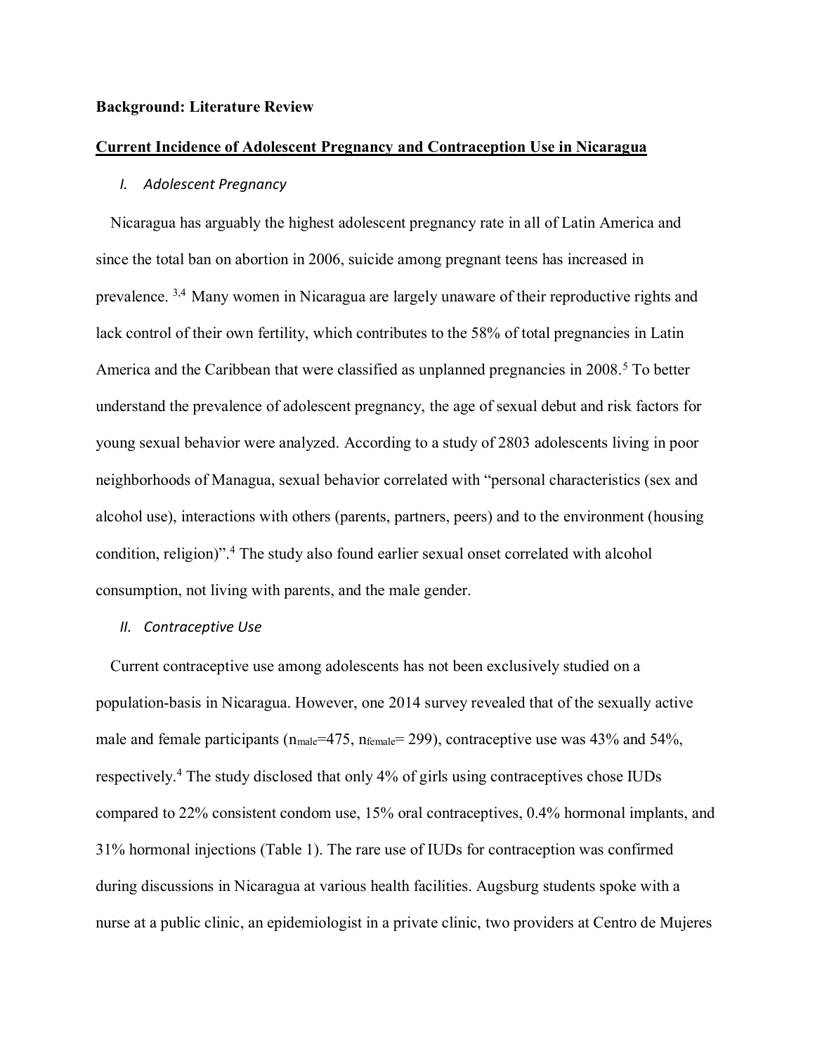**Background: Literature Review**

**Current Incidence of Adolescent Pregnancy and Contraception Use in Nicaragua**

*I. Adolescent Pregnancy*

Nicaragua has arguably the highest adolescent pregnancy rate in all of Latin America and since the total ban on abortion in 2006, suicide among pregnant teens has increased in prevalence. [3,4] Many women in Nicaragua are largely unaware of their reproductive rights and lack control of their own fertility, which contributes to the 58% of total pregnancies in Latin America and the Caribbean that were classified as unplanned pregnancies in 2008.[5] To better understand the prevalence of adolescent pregnancy, the age of sexual debut and risk factors for young sexual behavior were analyzed. According to a study of 2803 adolescents living in poor neighborhoods of Managua, sexual behavior correlated with "personal characteristics (sex and alcohol use), interactions with others (parents, partners, peers) and to the environment (housing condition, religion)".[4] The study also found earlier sexual onset correlated with alcohol consumption, not living with parents, and the male gender.

*II. Contraceptive Use*

Current contraceptive use among adolescents has not been exclusively studied on a population-basis in Nicaragua. However, one 2014 survey revealed that of the sexually active male and female participants ($n_{male}$=475, $n_{female}$= 299), contraceptive use was 43% and 54%, respectively.[4] The study disclosed that only 4% of girls using contraceptives chose IUDs compared to 22% consistent condom use, 15% oral contraceptives, 0.4% hormonal implants, and 31% hormonal injections (Table 1). The rare use of IUDs for contraception was confirmed during discussions in Nicaragua at various health facilities. Augsburg students spoke with a nurse at a public clinic, an epidemiologist in a private clinic, two providers at Centro de Mujeres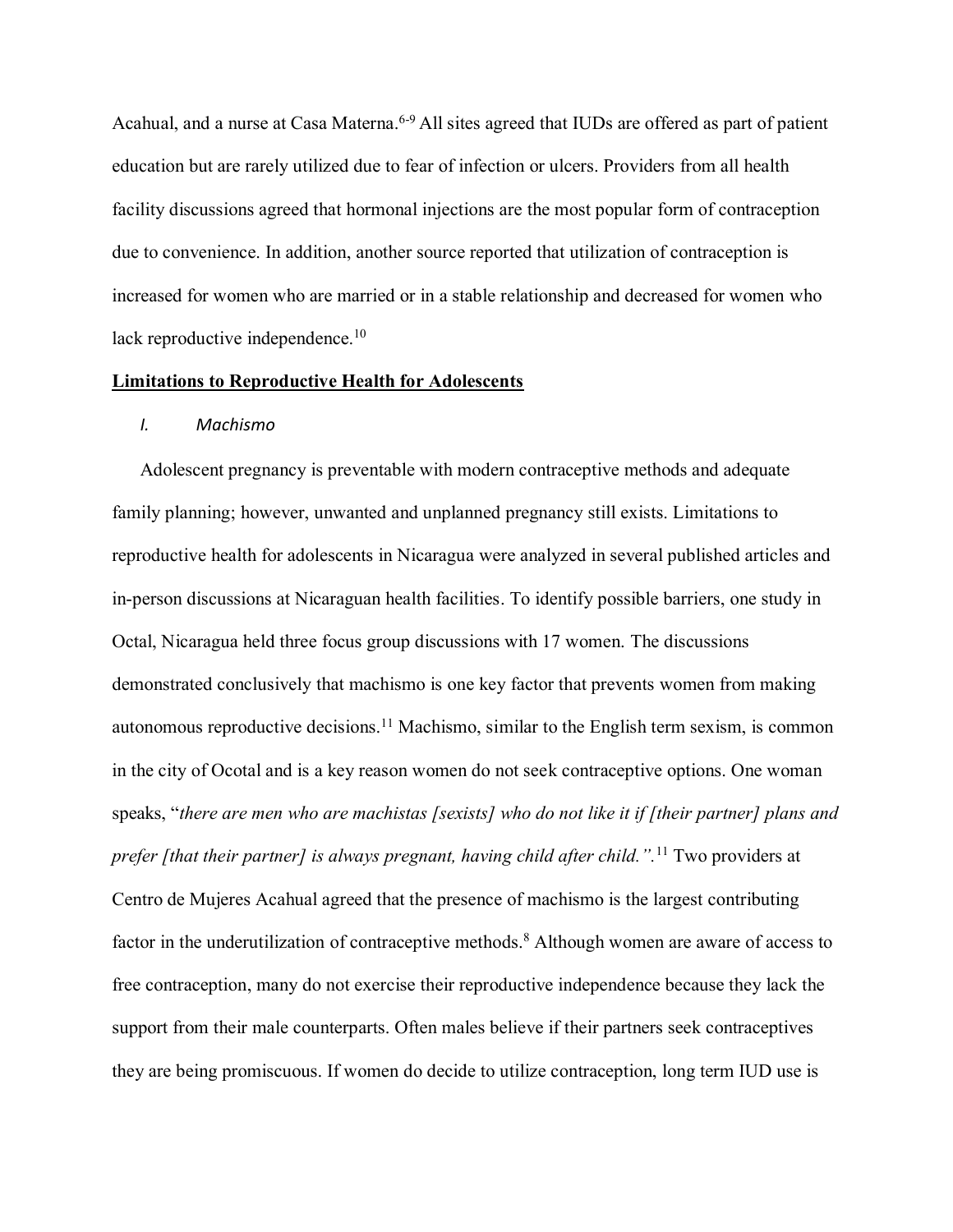Acahual, and a nurse at Casa Materna.[6-9] All sites agreed that IUDs are offered as part of patient education but are rarely utilized due to fear of infection or ulcers. Providers from all health facility discussions agreed that hormonal injections are the most popular form of contraception due to convenience. In addition, another source reported that utilization of contraception is increased for women who are married or in a stable relationship and decreased for women who lack reproductive independence.[10]

## **Limitations to Reproductive Health for Adolescents**

### *I. Machismo*

Adolescent pregnancy is preventable with modern contraceptive methods and adequate family planning; however, unwanted and unplanned pregnancy still exists. Limitations to reproductive health for adolescents in Nicaragua were analyzed in several published articles and in-person discussions at Nicaraguan health facilities. To identify possible barriers, one study in Octal, Nicaragua held three focus group discussions with 17 women. The discussions demonstrated conclusively that machismo is one key factor that prevents women from making autonomous reproductive decisions.[11] Machismo, similar to the English term sexism, is common in the city of Ocotal and is a key reason women do not seek contraceptive options. One woman speaks, "*there are men who are machistas [sexists] who do not like it if [their partner] plans and prefer [that their partner] is always pregnant, having child after child.".*[11] Two providers at Centro de Mujeres Acahual agreed that the presence of machismo is the largest contributing factor in the underutilization of contraceptive methods.[8] Although women are aware of access to free contraception, many do not exercise their reproductive independence because they lack the support from their male counterparts. Often males believe if their partners seek contraceptives they are being promiscuous. If women do decide to utilize contraception, long term IUD use is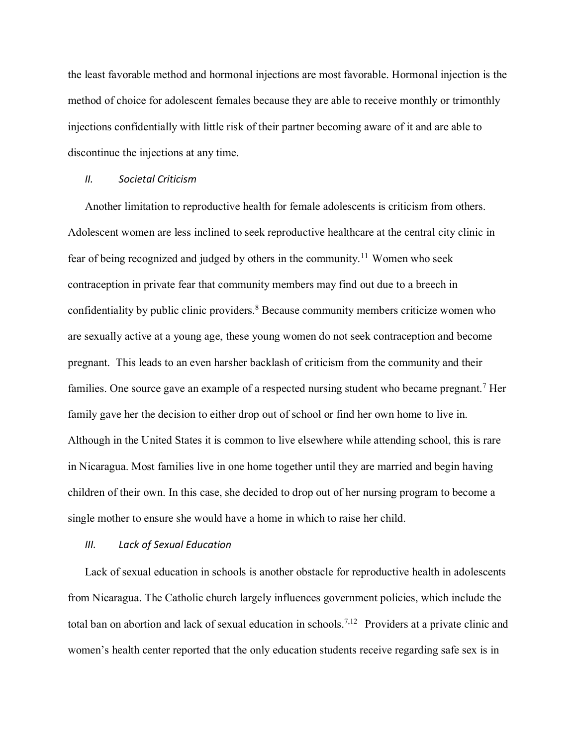the least favorable method and hormonal injections are most favorable. Hormonal injection is the method of choice for adolescent females because they are able to receive monthly or trimonthly injections confidentially with little risk of their partner becoming aware of it and are able to discontinue the injections at any time.

### *II. Societal Criticism*

Another limitation to reproductive health for female adolescents is criticism from others. Adolescent women are less inclined to seek reproductive healthcare at the central city clinic in fear of being recognized and judged by others in the community.[11] Women who seek contraception in private fear that community members may find out due to a breech in confidentiality by public clinic providers.[8] Because community members criticize women who are sexually active at a young age, these young women do not seek contraception and become pregnant. This leads to an even harsher backlash of criticism from the community and their families. One source gave an example of a respected nursing student who became pregnant.[7] Her family gave her the decision to either drop out of school or find her own home to live in. Although in the United States it is common to live elsewhere while attending school, this is rare in Nicaragua. Most families live in one home together until they are married and begin having children of their own. In this case, she decided to drop out of her nursing program to become a single mother to ensure she would have a home in which to raise her child.

### *III. Lack of Sexual Education*

Lack of sexual education in schools is another obstacle for reproductive health in adolescents from Nicaragua. The Catholic church largely influences government policies, which include the total ban on abortion and lack of sexual education in schools.[7,12] Providers at a private clinic and women's health center reported that the only education students receive regarding safe sex is in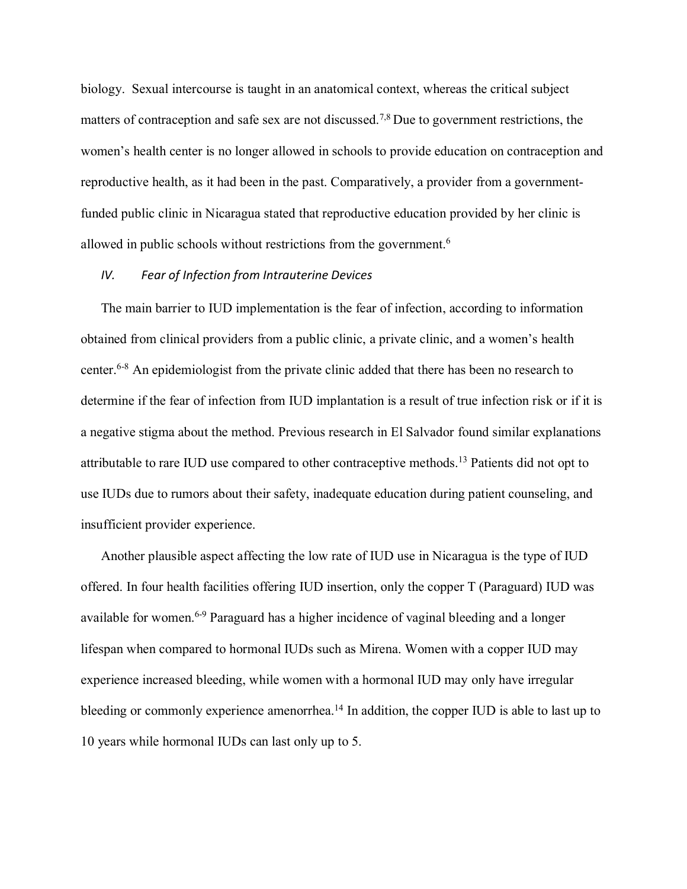biology. Sexual intercourse is taught in an anatomical context, whereas the critical subject matters of contraception and safe sex are not discussed.[7,8] Due to government restrictions, the women's health center is no longer allowed in schools to provide education on contraception and reproductive health, as it had been in the past. Comparatively, a provider from a government-funded public clinic in Nicaragua stated that reproductive education provided by her clinic is allowed in public schools without restrictions from the government.[6]

### *IV. Fear of Infection from Intrauterine Devices*

The main barrier to IUD implementation is the fear of infection, according to information obtained from clinical providers from a public clinic, a private clinic, and a women's health center.[6-8] An epidemiologist from the private clinic added that there has been no research to determine if the fear of infection from IUD implantation is a result of true infection risk or if it is a negative stigma about the method. Previous research in El Salvador found similar explanations attributable to rare IUD use compared to other contraceptive methods.[13] Patients did not opt to use IUDs due to rumors about their safety, inadequate education during patient counseling, and insufficient provider experience.

Another plausible aspect affecting the low rate of IUD use in Nicaragua is the type of IUD offered. In four health facilities offering IUD insertion, only the copper T (Paraguard) IUD was available for women.[6-9] Paraguard has a higher incidence of vaginal bleeding and a longer lifespan when compared to hormonal IUDs such as Mirena. Women with a copper IUD may experience increased bleeding, while women with a hormonal IUD may only have irregular bleeding or commonly experience amenorrhea.[14] In addition, the copper IUD is able to last up to 10 years while hormonal IUDs can last only up to 5.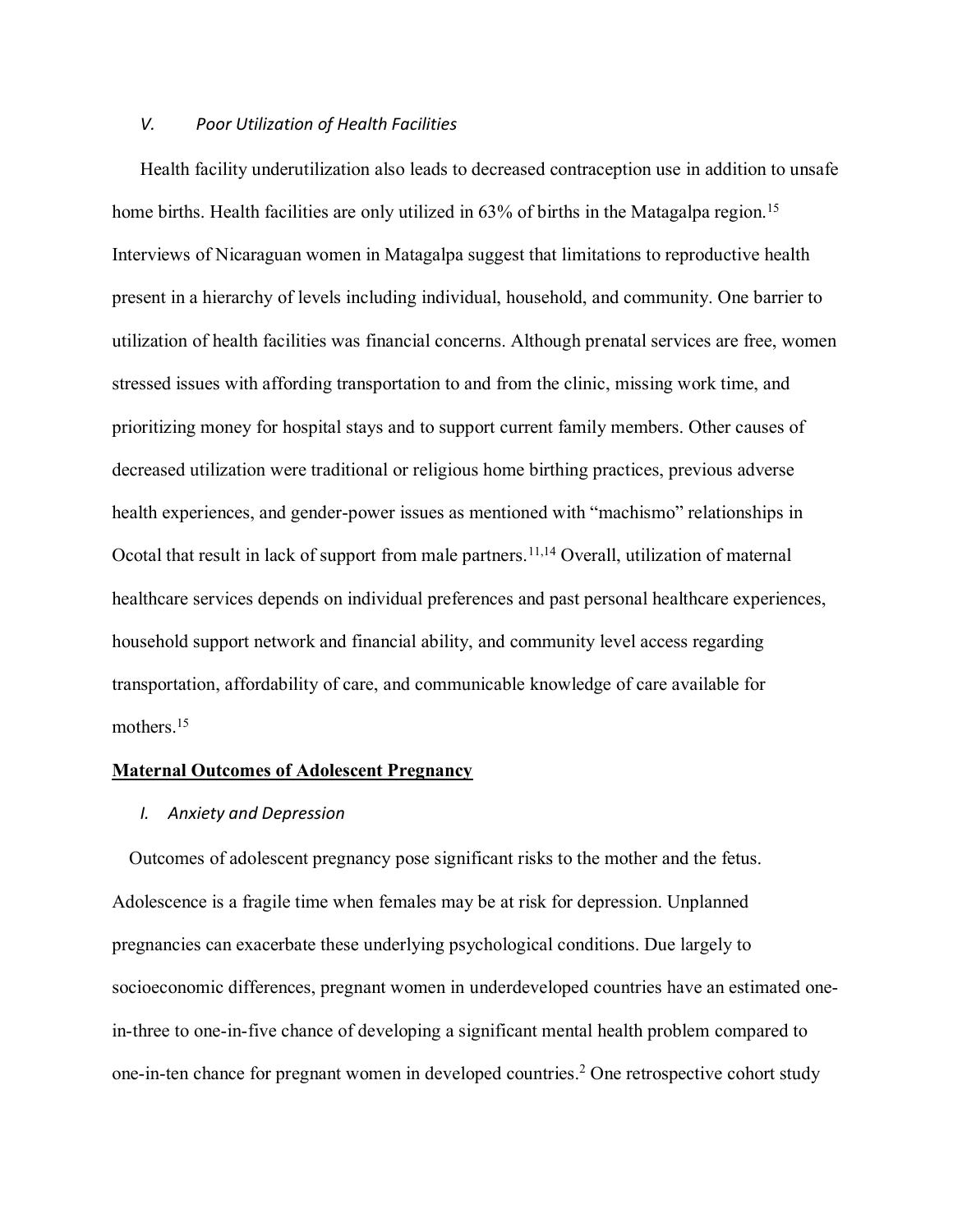### *V. Poor Utilization of Health Facilities*

Health facility underutilization also leads to decreased contraception use in addition to unsafe home births. Health facilities are only utilized in 63% of births in the Matagalpa region.[15] Interviews of Nicaraguan women in Matagalpa suggest that limitations to reproductive health present in a hierarchy of levels including individual, household, and community. One barrier to utilization of health facilities was financial concerns. Although prenatal services are free, women stressed issues with affording transportation to and from the clinic, missing work time, and prioritizing money for hospital stays and to support current family members. Other causes of decreased utilization were traditional or religious home birthing practices, previous adverse health experiences, and gender-power issues as mentioned with "machismo" relationships in Ocotal that result in lack of support from male partners.[11,14] Overall, utilization of maternal healthcare services depends on individual preferences and past personal healthcare experiences, household support network and financial ability, and community level access regarding transportation, affordability of care, and communicable knowledge of care available for mothers.[15]

## **Maternal Outcomes of Adolescent Pregnancy**

### *I. Anxiety and Depression*

Outcomes of adolescent pregnancy pose significant risks to the mother and the fetus. Adolescence is a fragile time when females may be at risk for depression. Unplanned pregnancies can exacerbate these underlying psychological conditions. Due largely to socioeconomic differences, pregnant women in underdeveloped countries have an estimated one-in-three to one-in-five chance of developing a significant mental health problem compared to one-in-ten chance for pregnant women in developed countries.[2] One retrospective cohort study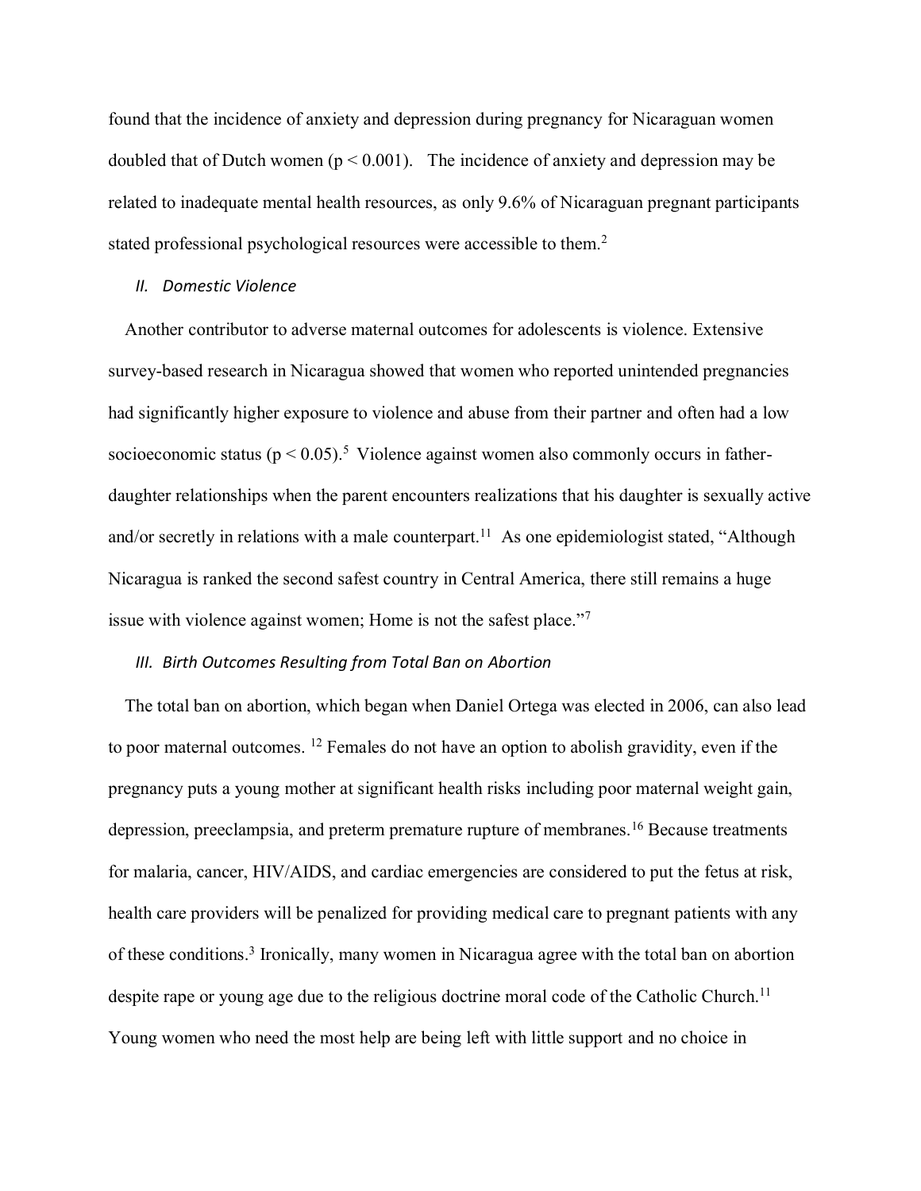found that the incidence of anxiety and depression during pregnancy for Nicaraguan women doubled that of Dutch women ($p < 0.001$). The incidence of anxiety and depression may be related to inadequate mental health resources, as only 9.6% of Nicaraguan pregnant participants stated professional psychological resources were accessible to them.[2]

### *II. Domestic Violence*

Another contributor to adverse maternal outcomes for adolescents is violence. Extensive survey-based research in Nicaragua showed that women who reported unintended pregnancies had significantly higher exposure to violence and abuse from their partner and often had a low socioeconomic status ($p < 0.05$).[5] Violence against women also commonly occurs in father-daughter relationships when the parent encounters realizations that his daughter is sexually active and/or secretly in relations with a male counterpart.[11] As one epidemiologist stated, "Although Nicaragua is ranked the second safest country in Central America, there still remains a huge issue with violence against women; Home is not the safest place."[7]

### *III. Birth Outcomes Resulting from Total Ban on Abortion*

The total ban on abortion, which began when Daniel Ortega was elected in 2006, can also lead to poor maternal outcomes. [12] Females do not have an option to abolish gravidity, even if the pregnancy puts a young mother at significant health risks including poor maternal weight gain, depression, preeclampsia, and preterm premature rupture of membranes.[16] Because treatments for malaria, cancer, HIV/AIDS, and cardiac emergencies are considered to put the fetus at risk, health care providers will be penalized for providing medical care to pregnant patients with any of these conditions.[3] Ironically, many women in Nicaragua agree with the total ban on abortion despite rape or young age due to the religious doctrine moral code of the Catholic Church.[11] Young women who need the most help are being left with little support and no choice in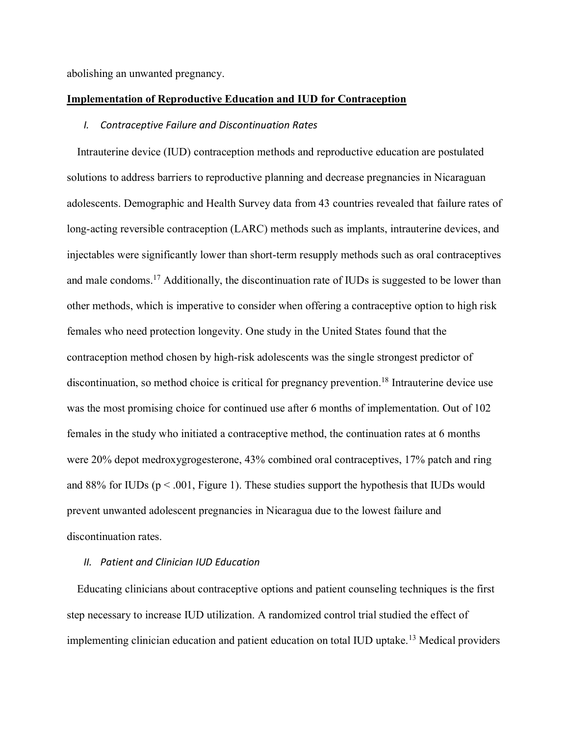abolishing an unwanted pregnancy.

## **Implementation of Reproductive Education and IUD for Contraception**

### *I. Contraceptive Failure and Discontinuation Rates*

Intrauterine device (IUD) contraception methods and reproductive education are postulated solutions to address barriers to reproductive planning and decrease pregnancies in Nicaraguan adolescents. Demographic and Health Survey data from 43 countries revealed that failure rates of long-acting reversible contraception (LARC) methods such as implants, intrauterine devices, and injectables were significantly lower than short-term resupply methods such as oral contraceptives and male condoms.[17] Additionally, the discontinuation rate of IUDs is suggested to be lower than other methods, which is imperative to consider when offering a contraceptive option to high risk females who need protection longevity. One study in the United States found that the contraception method chosen by high-risk adolescents was the single strongest predictor of discontinuation, so method choice is critical for pregnancy prevention.[18] Intrauterine device use was the most promising choice for continued use after 6 months of implementation. Out of 102 females in the study who initiated a contraceptive method, the continuation rates at 6 months were 20% depot medroxygrogesterone, 43% combined oral contraceptives, 17% patch and ring and 88% for IUDs ($p < .001$, Figure 1). These studies support the hypothesis that IUDs would prevent unwanted adolescent pregnancies in Nicaragua due to the lowest failure and discontinuation rates.

### *II. Patient and Clinician IUD Education*

Educating clinicians about contraceptive options and patient counseling techniques is the first step necessary to increase IUD utilization. A randomized control trial studied the effect of implementing clinician education and patient education on total IUD uptake.[13] Medical providers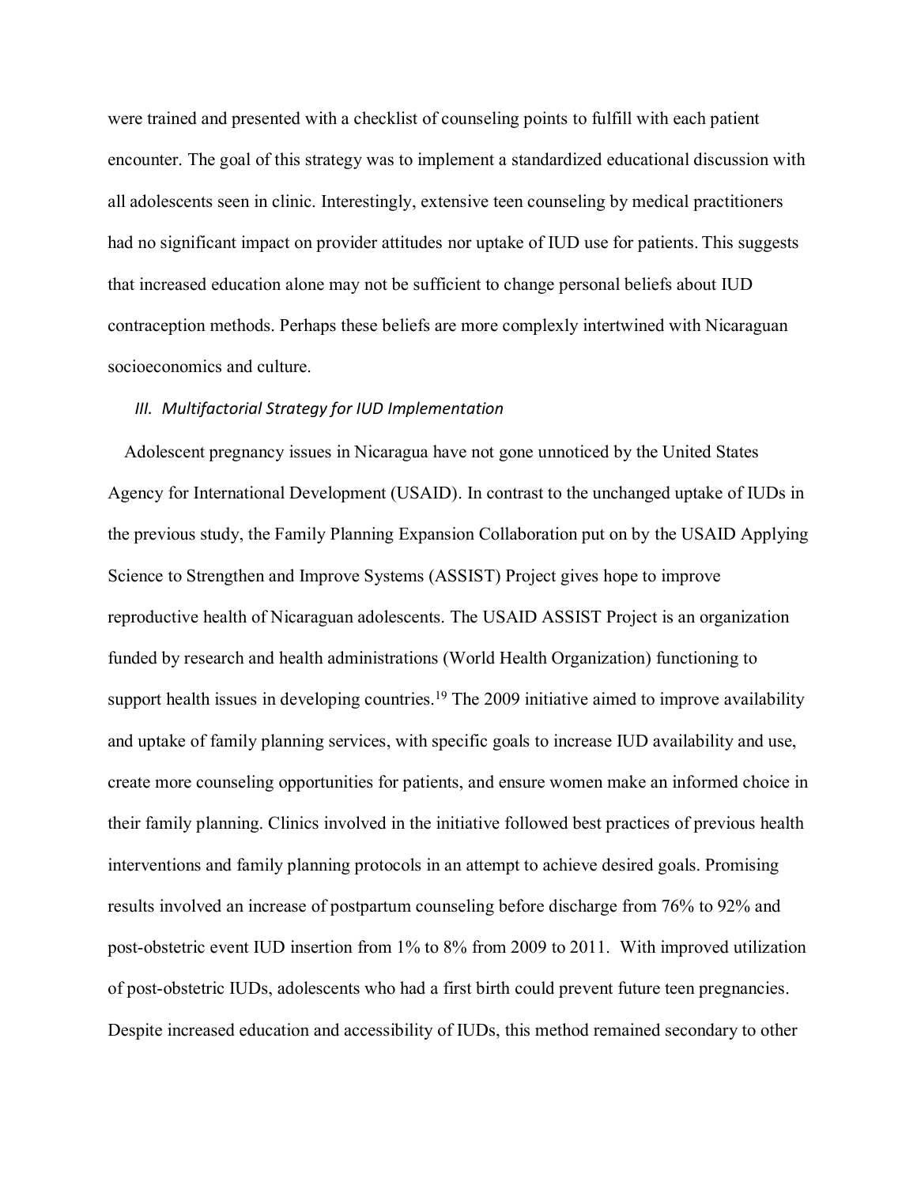were trained and presented with a checklist of counseling points to fulfill with each patient encounter. The goal of this strategy was to implement a standardized educational discussion with all adolescents seen in clinic. Interestingly, extensive teen counseling by medical practitioners had no significant impact on provider attitudes nor uptake of IUD use for patients. This suggests that increased education alone may not be sufficient to change personal beliefs about IUD contraception methods. Perhaps these beliefs are more complexly intertwined with Nicaraguan socioeconomics and culture.

### *III. Multifactorial Strategy for IUD Implementation*

Adolescent pregnancy issues in Nicaragua have not gone unnoticed by the United States Agency for International Development (USAID). In contrast to the unchanged uptake of IUDs in the previous study, the Family Planning Expansion Collaboration put on by the USAID Applying Science to Strengthen and Improve Systems (ASSIST) Project gives hope to improve reproductive health of Nicaraguan adolescents. The USAID ASSIST Project is an organization funded by research and health administrations (World Health Organization) functioning to support health issues in developing countries.[19] The 2009 initiative aimed to improve availability and uptake of family planning services, with specific goals to increase IUD availability and use, create more counseling opportunities for patients, and ensure women make an informed choice in their family planning. Clinics involved in the initiative followed best practices of previous health interventions and family planning protocols in an attempt to achieve desired goals. Promising results involved an increase of postpartum counseling before discharge from 76% to 92% and post-obstetric event IUD insertion from 1% to 8% from 2009 to 2011. With improved utilization of post-obstetric IUDs, adolescents who had a first birth could prevent future teen pregnancies. Despite increased education and accessibility of IUDs, this method remained secondary to other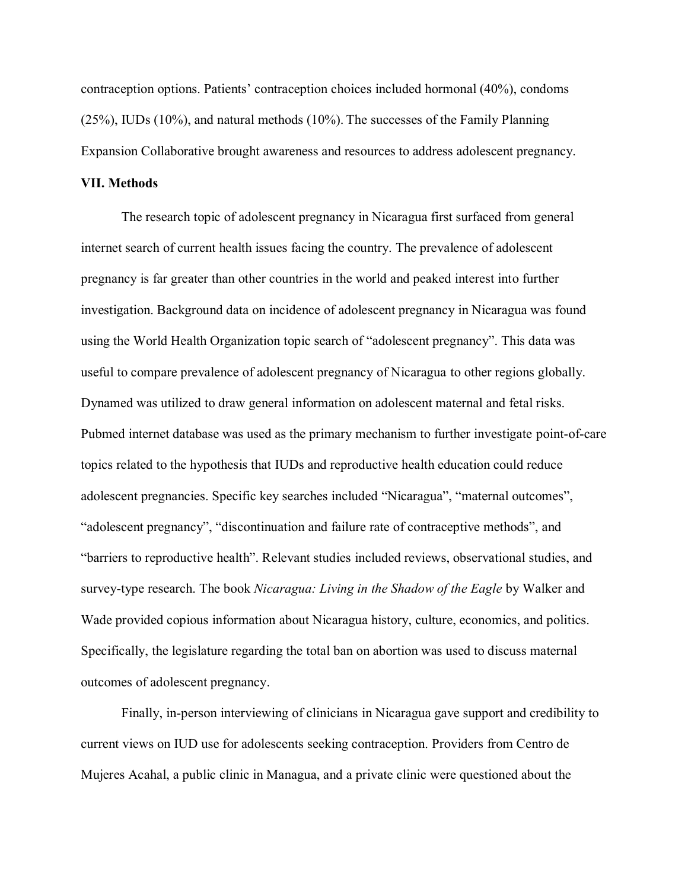contraception options. Patients' contraception choices included hormonal (40%), condoms (25%), IUDs (10%), and natural methods (10%). The successes of the Family Planning Expansion Collaborative brought awareness and resources to address adolescent pregnancy.

**VII. Methods**

The research topic of adolescent pregnancy in Nicaragua first surfaced from general internet search of current health issues facing the country. The prevalence of adolescent pregnancy is far greater than other countries in the world and peaked interest into further investigation. Background data on incidence of adolescent pregnancy in Nicaragua was found using the World Health Organization topic search of "adolescent pregnancy". This data was useful to compare prevalence of adolescent pregnancy of Nicaragua to other regions globally. Dynamed was utilized to draw general information on adolescent maternal and fetal risks. Pubmed internet database was used as the primary mechanism to further investigate point-of-care topics related to the hypothesis that IUDs and reproductive health education could reduce adolescent pregnancies. Specific key searches included "Nicaragua", "maternal outcomes", "adolescent pregnancy", "discontinuation and failure rate of contraceptive methods", and "barriers to reproductive health". Relevant studies included reviews, observational studies, and survey-type research. The book *Nicaragua: Living in the Shadow of the Eagle* by Walker and Wade provided copious information about Nicaragua history, culture, economics, and politics. Specifically, the legislature regarding the total ban on abortion was used to discuss maternal outcomes of adolescent pregnancy.

Finally, in-person interviewing of clinicians in Nicaragua gave support and credibility to current views on IUD use for adolescents seeking contraception. Providers from Centro de Mujeres Acahal, a public clinic in Managua, and a private clinic were questioned about the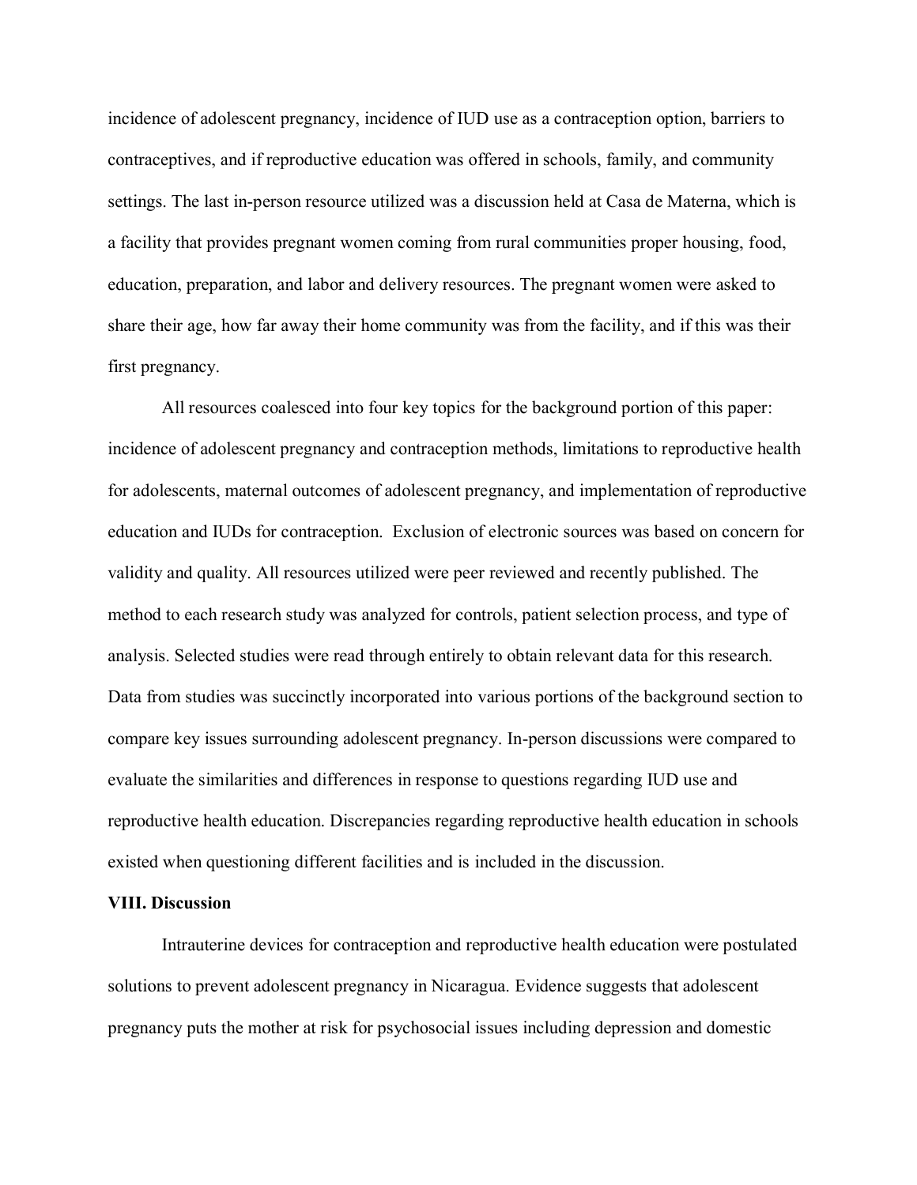incidence of adolescent pregnancy, incidence of IUD use as a contraception option, barriers to contraceptives, and if reproductive education was offered in schools, family, and community settings. The last in-person resource utilized was a discussion held at Casa de Materna, which is a facility that provides pregnant women coming from rural communities proper housing, food, education, preparation, and labor and delivery resources. The pregnant women were asked to share their age, how far away their home community was from the facility, and if this was their first pregnancy.

All resources coalesced into four key topics for the background portion of this paper: incidence of adolescent pregnancy and contraception methods, limitations to reproductive health for adolescents, maternal outcomes of adolescent pregnancy, and implementation of reproductive education and IUDs for contraception. Exclusion of electronic sources was based on concern for validity and quality. All resources utilized were peer reviewed and recently published. The method to each research study was analyzed for controls, patient selection process, and type of analysis. Selected studies were read through entirely to obtain relevant data for this research. Data from studies was succinctly incorporated into various portions of the background section to compare key issues surrounding adolescent pregnancy. In-person discussions were compared to evaluate the similarities and differences in response to questions regarding IUD use and reproductive health education. Discrepancies regarding reproductive health education in schools existed when questioning different facilities and is included in the discussion.

**VIII. Discussion**

Intrauterine devices for contraception and reproductive health education were postulated solutions to prevent adolescent pregnancy in Nicaragua. Evidence suggests that adolescent pregnancy puts the mother at risk for psychosocial issues including depression and domestic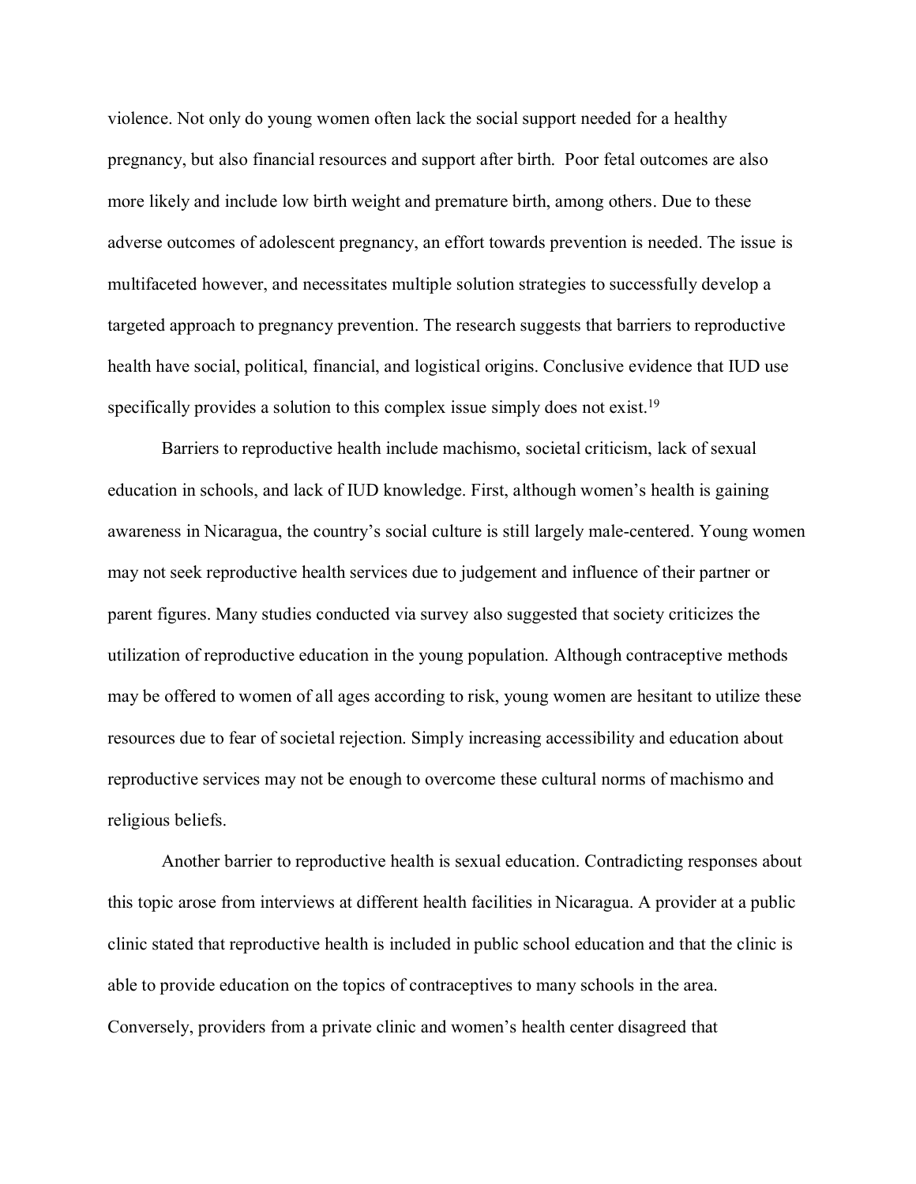violence. Not only do young women often lack the social support needed for a healthy pregnancy, but also financial resources and support after birth. Poor fetal outcomes are also more likely and include low birth weight and premature birth, among others. Due to these adverse outcomes of adolescent pregnancy, an effort towards prevention is needed. The issue is multifaceted however, and necessitates multiple solution strategies to successfully develop a targeted approach to pregnancy prevention. The research suggests that barriers to reproductive health have social, political, financial, and logistical origins. Conclusive evidence that IUD use specifically provides a solution to this complex issue simply does not exist.[19]

Barriers to reproductive health include machismo, societal criticism, lack of sexual education in schools, and lack of IUD knowledge. First, although women's health is gaining awareness in Nicaragua, the country's social culture is still largely male-centered. Young women may not seek reproductive health services due to judgement and influence of their partner or parent figures. Many studies conducted via survey also suggested that society criticizes the utilization of reproductive education in the young population. Although contraceptive methods may be offered to women of all ages according to risk, young women are hesitant to utilize these resources due to fear of societal rejection. Simply increasing accessibility and education about reproductive services may not be enough to overcome these cultural norms of machismo and religious beliefs.

Another barrier to reproductive health is sexual education. Contradicting responses about this topic arose from interviews at different health facilities in Nicaragua. A provider at a public clinic stated that reproductive health is included in public school education and that the clinic is able to provide education on the topics of contraceptives to many schools in the area. Conversely, providers from a private clinic and women's health center disagreed that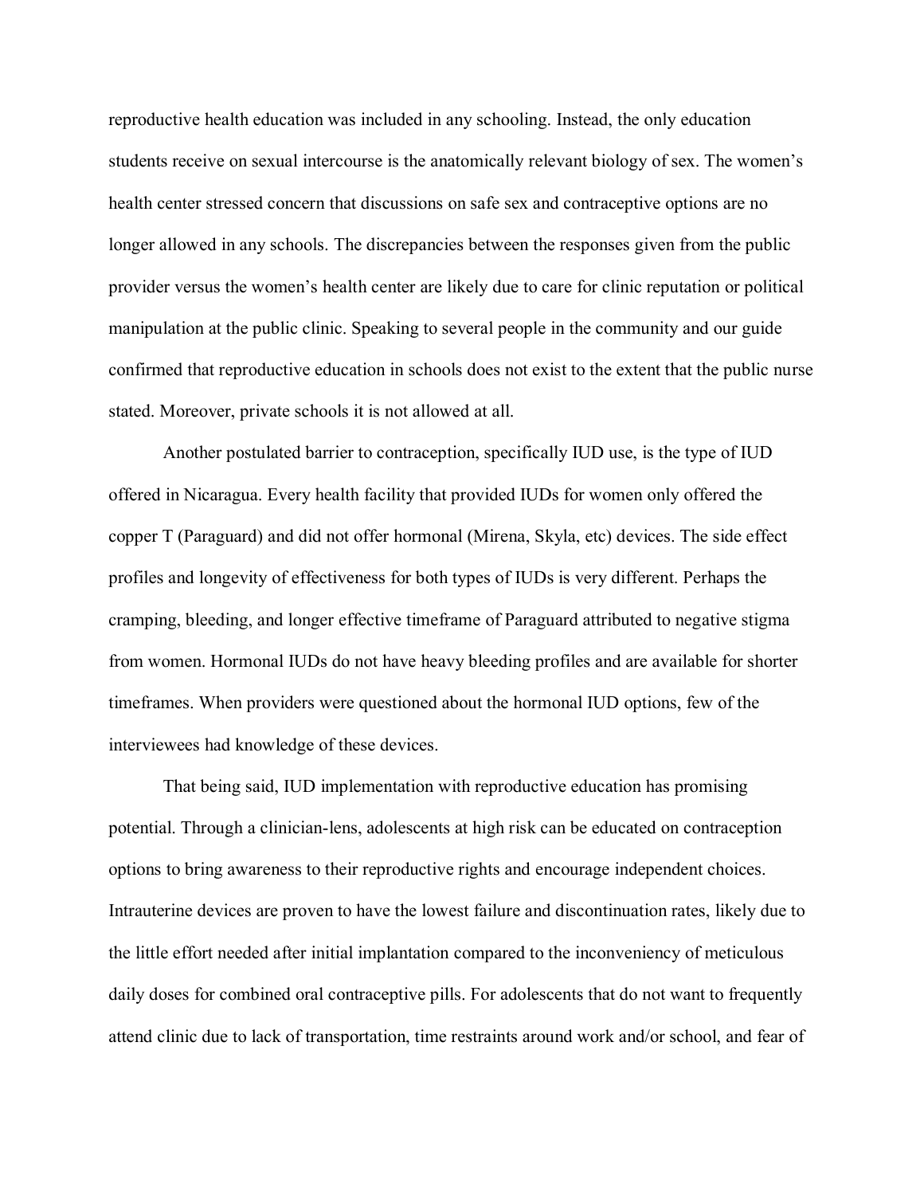reproductive health education was included in any schooling. Instead, the only education students receive on sexual intercourse is the anatomically relevant biology of sex. The women's health center stressed concern that discussions on safe sex and contraceptive options are no longer allowed in any schools. The discrepancies between the responses given from the public provider versus the women's health center are likely due to care for clinic reputation or political manipulation at the public clinic. Speaking to several people in the community and our guide confirmed that reproductive education in schools does not exist to the extent that the public nurse stated. Moreover, private schools it is not allowed at all.

Another postulated barrier to contraception, specifically IUD use, is the type of IUD offered in Nicaragua. Every health facility that provided IUDs for women only offered the copper T (Paraguard) and did not offer hormonal (Mirena, Skyla, etc) devices. The side effect profiles and longevity of effectiveness for both types of IUDs is very different. Perhaps the cramping, bleeding, and longer effective timeframe of Paraguard attributed to negative stigma from women. Hormonal IUDs do not have heavy bleeding profiles and are available for shorter timeframes. When providers were questioned about the hormonal IUD options, few of the interviewees had knowledge of these devices.

That being said, IUD implementation with reproductive education has promising potential. Through a clinician-lens, adolescents at high risk can be educated on contraception options to bring awareness to their reproductive rights and encourage independent choices. Intrauterine devices are proven to have the lowest failure and discontinuation rates, likely due to the little effort needed after initial implantation compared to the inconveniency of meticulous daily doses for combined oral contraceptive pills. For adolescents that do not want to frequently attend clinic due to lack of transportation, time restraints around work and/or school, and fear of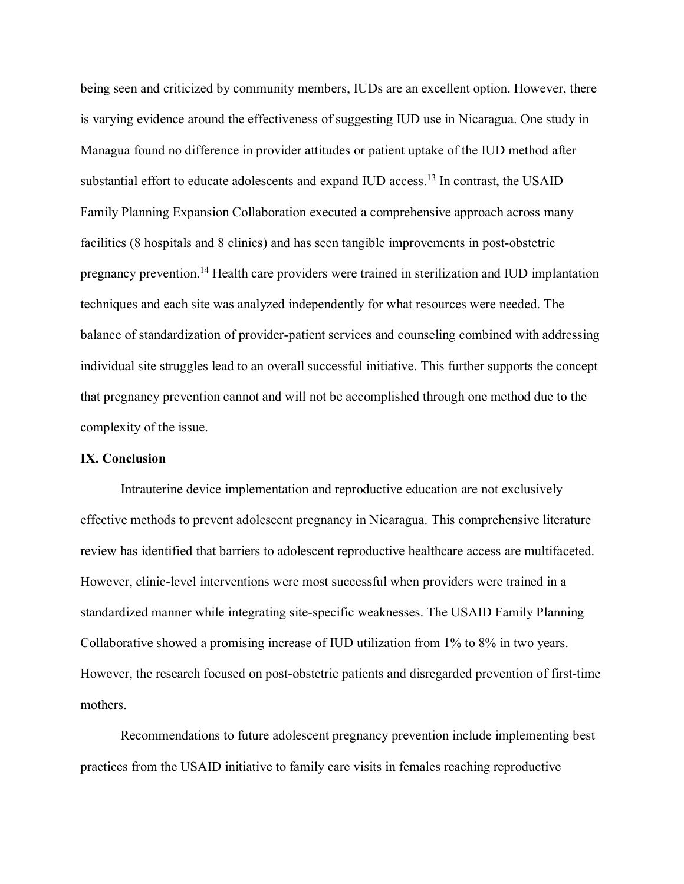being seen and criticized by community members, IUDs are an excellent option. However, there is varying evidence around the effectiveness of suggesting IUD use in Nicaragua. One study in Managua found no difference in provider attitudes or patient uptake of the IUD method after substantial effort to educate adolescents and expand IUD access.[13] In contrast, the USAID Family Planning Expansion Collaboration executed a comprehensive approach across many facilities (8 hospitals and 8 clinics) and has seen tangible improvements in post-obstetric pregnancy prevention.[14] Health care providers were trained in sterilization and IUD implantation techniques and each site was analyzed independently for what resources were needed. The balance of standardization of provider-patient services and counseling combined with addressing individual site struggles lead to an overall successful initiative. This further supports the concept that pregnancy prevention cannot and will not be accomplished through one method due to the complexity of the issue.

## IX. Conclusion

Intrauterine device implementation and reproductive education are not exclusively effective methods to prevent adolescent pregnancy in Nicaragua. This comprehensive literature review has identified that barriers to adolescent reproductive healthcare access are multifaceted. However, clinic-level interventions were most successful when providers were trained in a standardized manner while integrating site-specific weaknesses. The USAID Family Planning Collaborative showed a promising increase of IUD utilization from 1% to 8% in two years. However, the research focused on post-obstetric patients and disregarded prevention of first-time mothers.

Recommendations to future adolescent pregnancy prevention include implementing best practices from the USAID initiative to family care visits in females reaching reproductive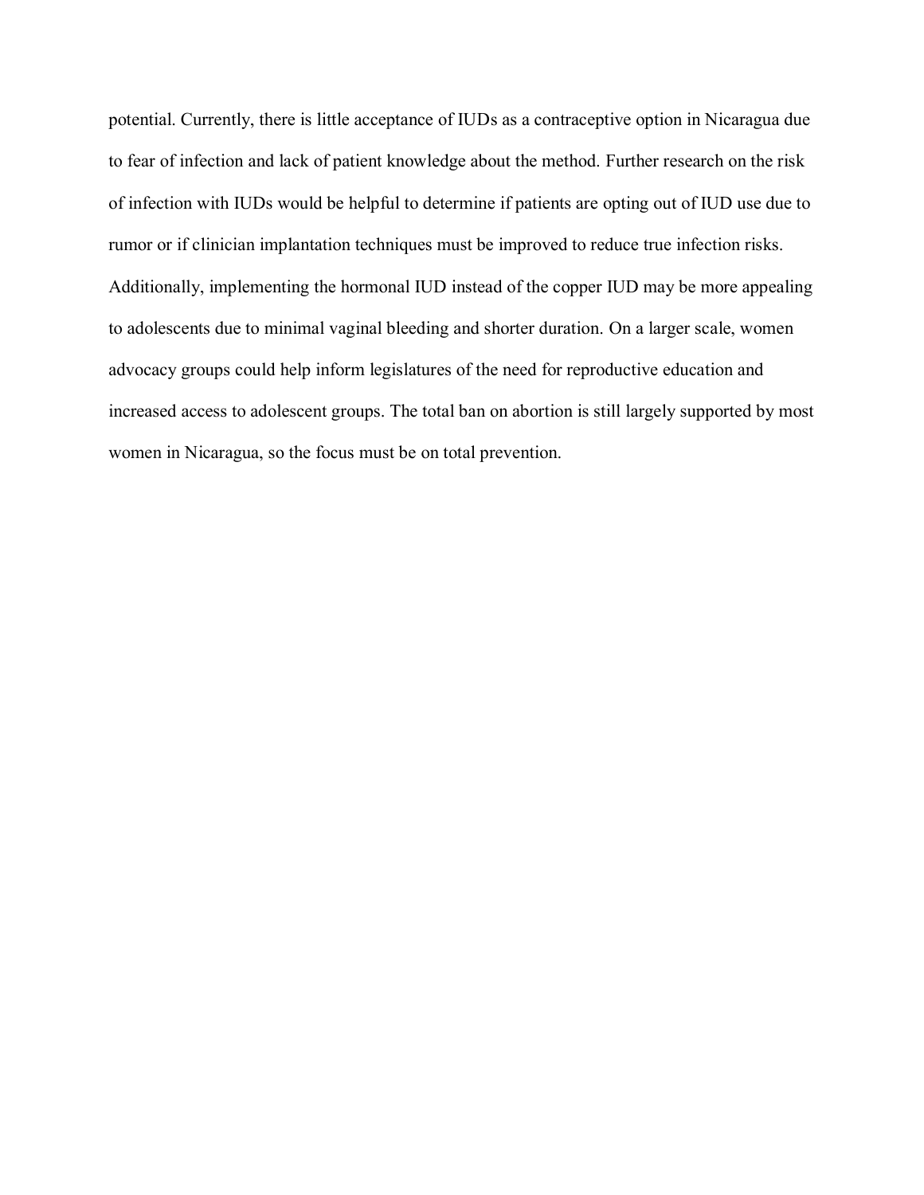potential. Currently, there is little acceptance of IUDs as a contraceptive option in Nicaragua due to fear of infection and lack of patient knowledge about the method. Further research on the risk of infection with IUDs would be helpful to determine if patients are opting out of IUD use due to rumor or if clinician implantation techniques must be improved to reduce true infection risks. Additionally, implementing the hormonal IUD instead of the copper IUD may be more appealing to adolescents due to minimal vaginal bleeding and shorter duration. On a larger scale, women advocacy groups could help inform legislatures of the need for reproductive education and increased access to adolescent groups. The total ban on abortion is still largely supported by most women in Nicaragua, so the focus must be on total prevention.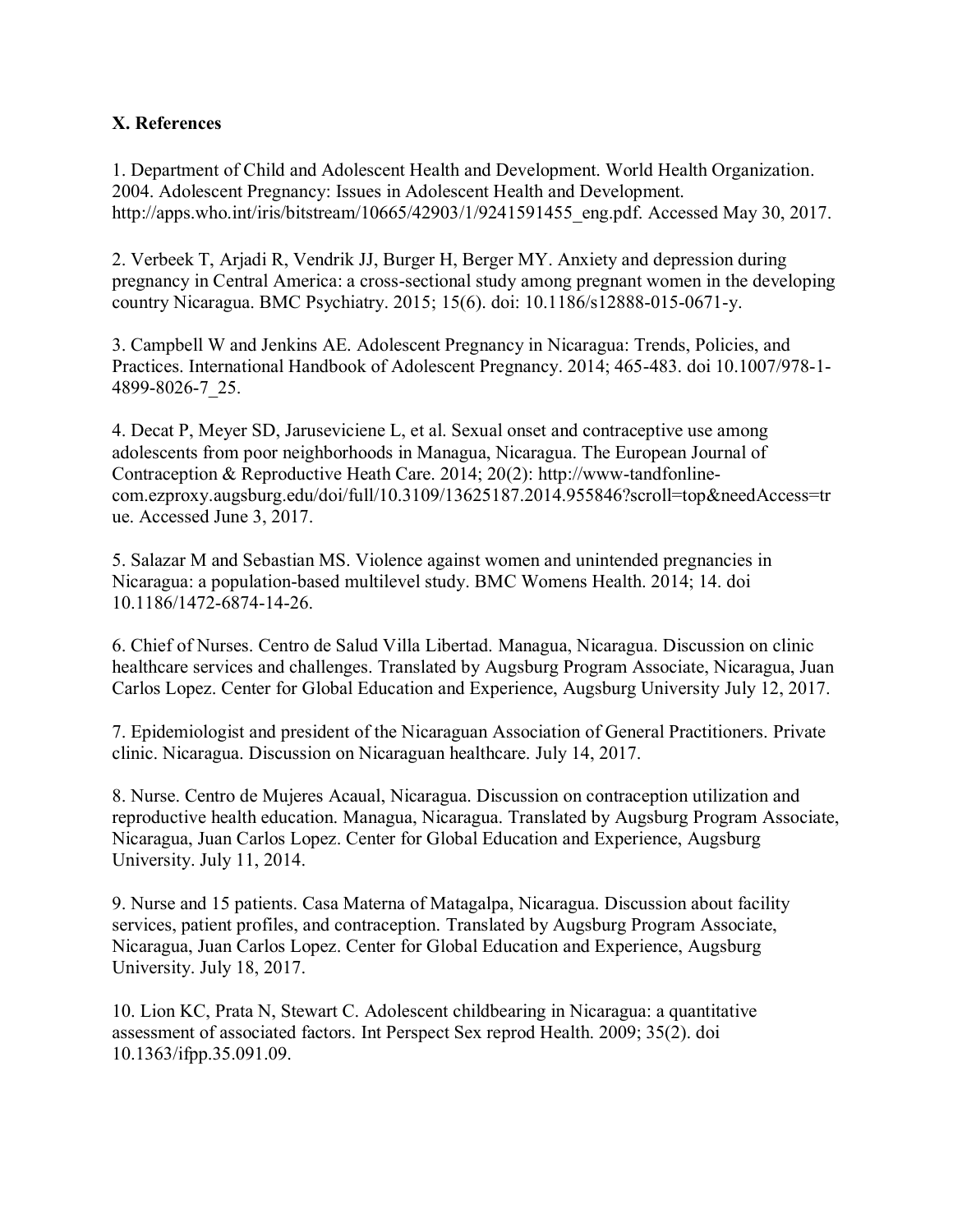### X. References

1. Department of Child and Adolescent Health and Development. World Health Organization. 2004. Adolescent Pregnancy: Issues in Adolescent Health and Development. http://apps.who.int/iris/bitstream/10665/42903/1/9241591455_eng.pdf. Accessed May 30, 2017.

2. Verbeek T, Arjadi R, Vendrik JJ, Burger H, Berger MY. Anxiety and depression during pregnancy in Central America: a cross-sectional study among pregnant women in the developing country Nicaragua. BMC Psychiatry. 2015; 15(6). doi: 10.1186/s12888-015-0671-y.

3. Campbell W and Jenkins AE. Adolescent Pregnancy in Nicaragua: Trends, Policies, and Practices. International Handbook of Adolescent Pregnancy. 2014; 465-483. doi 10.1007/978-1-4899-8026-7_25.

4. Decat P, Meyer SD, Jaruseviciene L, et al. Sexual onset and contraceptive use among adolescents from poor neighborhoods in Managua, Nicaragua. The European Journal of Contraception & Reproductive Heath Care. 2014; 20(2): http://www-tandfonline-com.ezproxy.augsburg.edu/doi/full/10.3109/13625187.2014.955846?scroll=top&needAccess=true. Accessed June 3, 2017.

5. Salazar M and Sebastian MS. Violence against women and unintended pregnancies in Nicaragua: a population-based multilevel study. BMC Womens Health. 2014; 14. doi 10.1186/1472-6874-14-26.

6. Chief of Nurses. Centro de Salud Villa Libertad. Managua, Nicaragua. Discussion on clinic healthcare services and challenges. Translated by Augsburg Program Associate, Nicaragua, Juan Carlos Lopez. Center for Global Education and Experience, Augsburg University July 12, 2017.

7. Epidemiologist and president of the Nicaraguan Association of General Practitioners. Private clinic. Nicaragua. Discussion on Nicaraguan healthcare. July 14, 2017.

8. Nurse. Centro de Mujeres Acaual, Nicaragua. Discussion on contraception utilization and reproductive health education. Managua, Nicaragua. Translated by Augsburg Program Associate, Nicaragua, Juan Carlos Lopez. Center for Global Education and Experience, Augsburg University. July 11, 2014.

9. Nurse and 15 patients. Casa Materna of Matagalpa, Nicaragua. Discussion about facility services, patient profiles, and contraception. Translated by Augsburg Program Associate, Nicaragua, Juan Carlos Lopez. Center for Global Education and Experience, Augsburg University. July 18, 2017.

10. Lion KC, Prata N, Stewart C. Adolescent childbearing in Nicaragua: a quantitative assessment of associated factors. Int Perspect Sex reprod Health. 2009; 35(2). doi 10.1363/ifpp.35.091.09.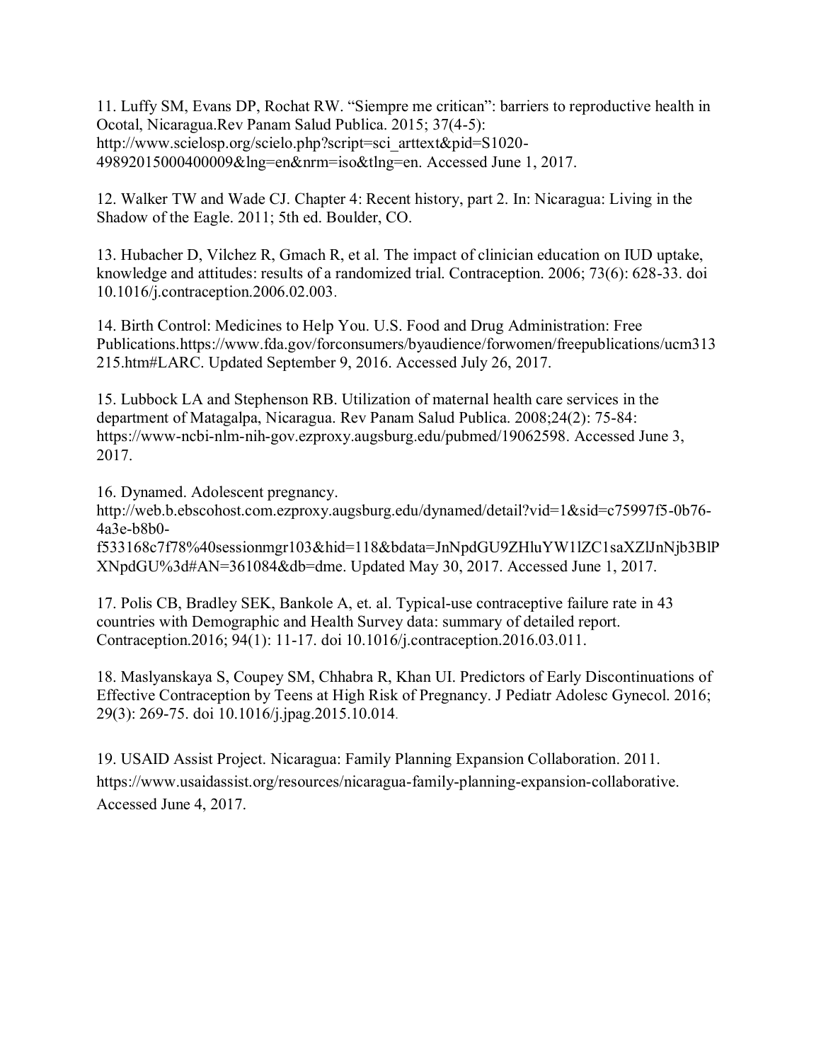11. Luffy SM, Evans DP, Rochat RW. "Siempre me critican": barriers to reproductive health in Ocotal, Nicaragua.Rev Panam Salud Publica. 2015; 37(4-5): http://www.scielosp.org/scielo.php?script=sci_arttext&pid=S1020-49892015000400009&lng=en&nrm=iso&tlng=en. Accessed June 1, 2017.

12. Walker TW and Wade CJ. Chapter 4: Recent history, part 2. In: Nicaragua: Living in the Shadow of the Eagle. 2011; 5th ed. Boulder, CO.

13. Hubacher D, Vilchez R, Gmach R, et al. The impact of clinician education on IUD uptake, knowledge and attitudes: results of a randomized trial. Contraception. 2006; 73(6): 628-33. doi 10.1016/j.contraception.2006.02.003.

14. Birth Control: Medicines to Help You. U.S. Food and Drug Administration: Free Publications.https://www.fda.gov/forconsumers/byaudience/forwomen/freepublications/ucm313215.htm#LARC. Updated September 9, 2016. Accessed July 26, 2017.

15. Lubbock LA and Stephenson RB. Utilization of maternal health care services in the department of Matagalpa, Nicaragua. Rev Panam Salud Publica. 2008;24(2): 75-84: https://www-ncbi-nlm-nih-gov.ezproxy.augsburg.edu/pubmed/19062598. Accessed June 3, 2017.

16. Dynamed. Adolescent pregnancy. http://web.b.ebscohost.com.ezproxy.augsburg.edu/dynamed/detail?vid=1&sid=c75997f5-0b76-4a3e-b8b0-f533168c7f78%40sessionmgr103&hid=118&bdata=JnNpdGU9ZHluYW1lZC1saXZlJnNjb3BlPXNpdGU%3d#AN=361084&db=dme. Updated May 30, 2017. Accessed June 1, 2017.

17. Polis CB, Bradley SEK, Bankole A, et. al. Typical-use contraceptive failure rate in 43 countries with Demographic and Health Survey data: summary of detailed report. Contraception.2016; 94(1): 11-17. doi 10.1016/j.contraception.2016.03.011.

18. Maslyanskaya S, Coupey SM, Chhabra R, Khan UI. Predictors of Early Discontinuations of Effective Contraception by Teens at High Risk of Pregnancy. J Pediatr Adolesc Gynecol. 2016; 29(3): 269-75. doi 10.1016/j.jpag.2015.10.014.

19. USAID Assist Project. Nicaragua: Family Planning Expansion Collaboration. 2011. https://www.usaidassist.org/resources/nicaragua-family-planning-expansion-collaborative. Accessed June 4, 2017.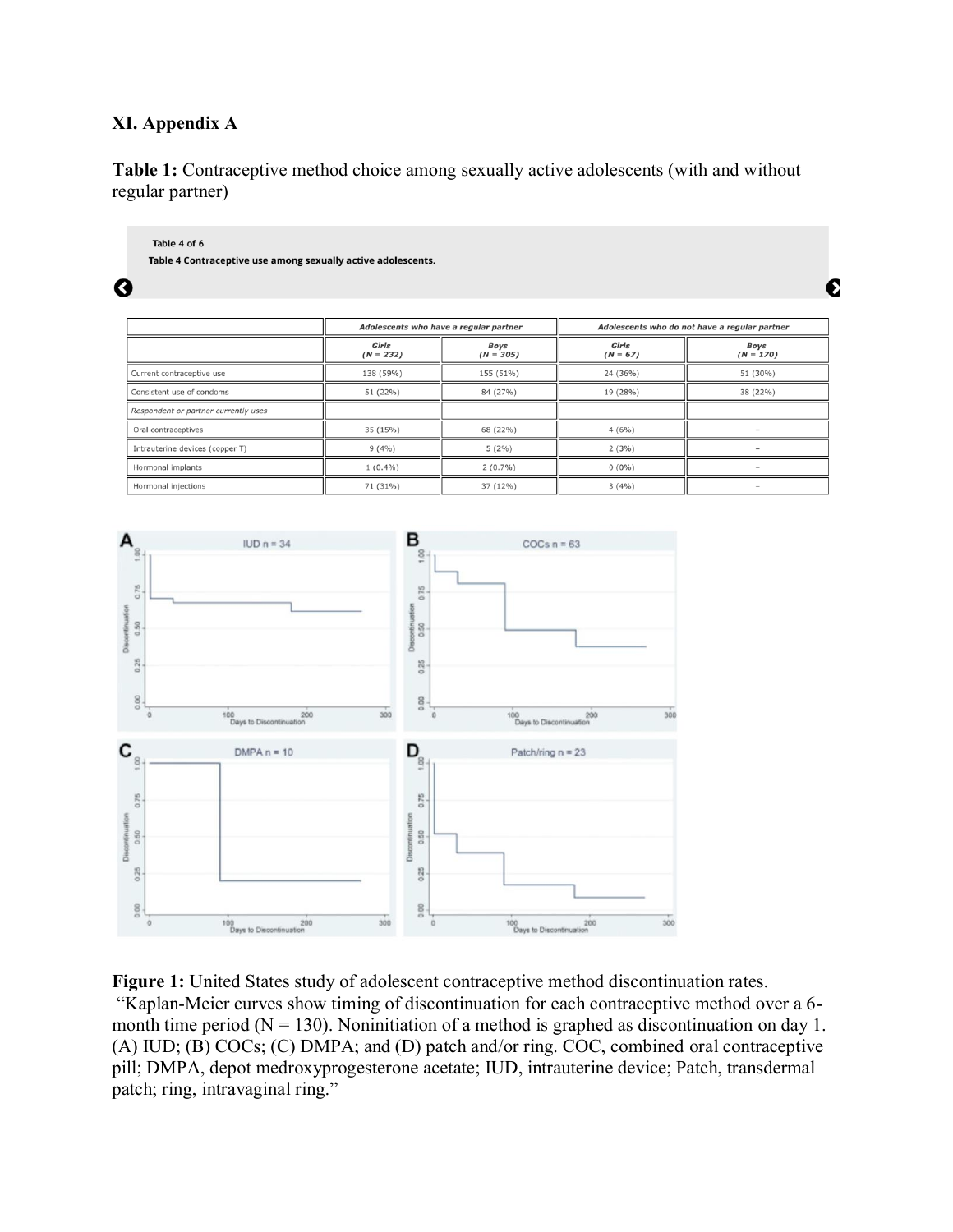## XI. Appendix A

**Table 1:** Contraceptive method choice among sexually active adolescents (with and without regular partner)

Table 4 of 6

**Table 4 Contraceptive use among sexually active adolescents.**

| | *Adolescents who have a regular partner* | | *Adolescents who do not have a regular partner* | |
|---|---|---|---|---|
| | *Girls (N = 232)* | *Boys (N = 305)* | *Girls (N = 67)* | *Boys (N = 170)* |
| Current contraceptive use | 138 (59%) | 155 (51%) | 24 (36%) | 51 (30%) |
| Consistent use of condoms | 51 (22%) | 84 (27%) | 19 (28%) | 38 (22%) |
| *Respondent or partner currently uses* | | | | |
| Oral contraceptives | 35 (15%) | 68 (22%) | 4 (6%) | – |
| Intrauterine devices (copper T) | 9 (4%) | 5 (2%) | 2 (3%) | – |
| Hormonal implants | 1 (0.4%) | 2 (0.7%) | 0 (0%) | – |
| Hormonal injections | 71 (31%) | 37 (12%) | 3 (4%) | – |

**Figure 1:** United States study of adolescent contraceptive method discontinuation rates. "Kaplan-Meier curves show timing of discontinuation for each contraceptive method over a 6-month time period (N = 130). Noninitiation of a method is graphed as discontinuation on day 1. (A) IUD; (B) COCs; (C) DMPA; and (D) patch and/or ring. COC, combined oral contraceptive pill; DMPA, depot medroxyprogesterone acetate; IUD, intrauterine device; Patch, transdermal patch; ring, intravaginal ring."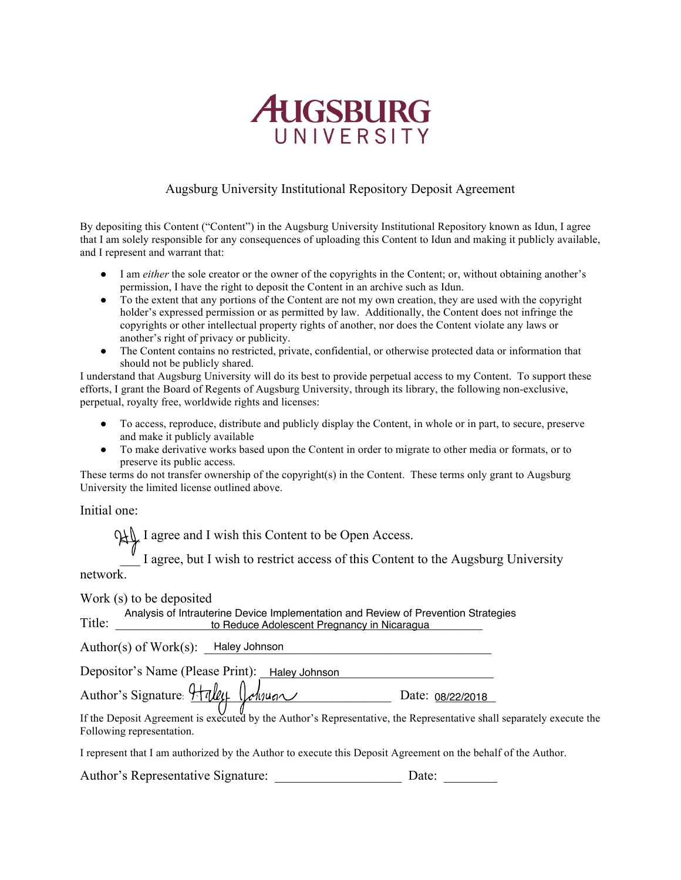AUGSBURG UNIVERSITY

Augsburg University Institutional Repository Deposit Agreement

By depositing this Content ("Content") in the Augsburg University Institutional Repository known as Idun, I agree that I am solely responsible for any consequences of uploading this Content to Idun and making it publicly available, and I represent and warrant that:

- I am *either* the sole creator or the owner of the copyrights in the Content; or, without obtaining another's permission, I have the right to deposit the Content in an archive such as Idun.
- To the extent that any portions of the Content are not my own creation, they are used with the copyright holder's expressed permission or as permitted by law. Additionally, the Content does not infringe the copyrights or other intellectual property rights of another, nor does the Content violate any laws or another's right of privacy or publicity.
- The Content contains no restricted, private, confidential, or otherwise protected data or information that should not be publicly shared.

I understand that Augsburg University will do its best to provide perpetual access to my Content. To support these efforts, I grant the Board of Regents of Augsburg University, through its library, the following non-exclusive, perpetual, royalty free, worldwide rights and licenses:

- To access, reproduce, distribute and publicly display the Content, in whole or in part, to secure, preserve and make it publicly available
- To make derivative works based upon the Content in order to migrate to other media or formats, or to preserve its public access.

These terms do not transfer ownership of the copyright(s) in the Content. These terms only grant to Augsburg University the limited license outlined above.

Initial one:

HJ I agree and I wish this Content to be Open Access.

___ I agree, but I wish to restrict access of this Content to the Augsburg University network.

Work (s) to be deposited

Title: Analysis of Intrauterine Device Implementation and Review of Prevention Strategies to Reduce Adolescent Pregnancy in Nicaragua

Author(s) of Work(s): Haley Johnson

Depositor's Name (Please Print): Haley Johnson

Author's Signature: Haley Johnson Date: 08/22/2018

If the Deposit Agreement is executed by the Author's Representative, the Representative shall separately execute the Following representation.

I represent that I am authorized by the Author to execute this Deposit Agreement on the behalf of the Author.

Author's Representative Signature: ___________________ Date: ________